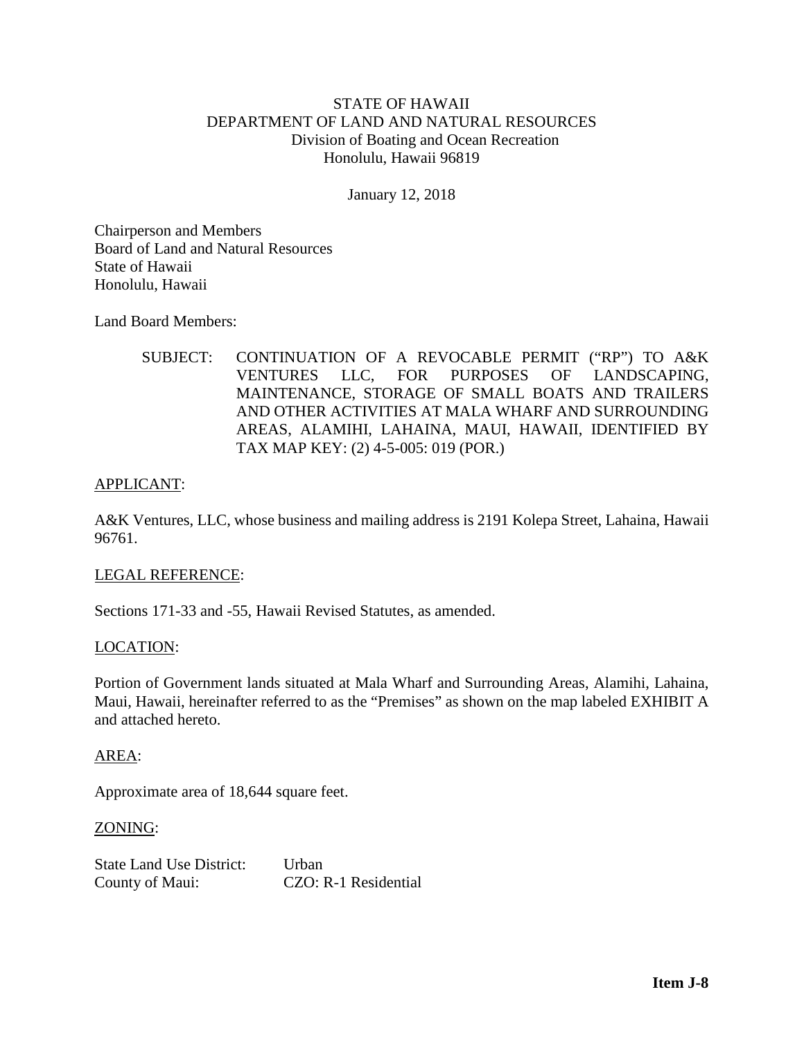STATE OF HAWAII
DEPARTMENT OF LAND AND NATURAL RESOURCES
Division of Boating and Ocean Recreation
Honolulu, Hawaii 96819

January 12, 2018

Chairperson and Members
Board of Land and Natural Resources
State of Hawaii
Honolulu, Hawaii

Land Board Members:

SUBJECT: CONTINUATION OF A REVOCABLE PERMIT ("RP") TO A&K VENTURES LLC, FOR PURPOSES OF LANDSCAPING, MAINTENANCE, STORAGE OF SMALL BOATS AND TRAILERS AND OTHER ACTIVITIES AT MALA WHARF AND SURROUNDING AREAS, ALAMIHI, LAHAINA, MAUI, HAWAII, IDENTIFIED BY TAX MAP KEY: (2) 4-5-005: 019 (POR.)

APPLICANT:

A&K Ventures, LLC, whose business and mailing address is 2191 Kolepa Street, Lahaina, Hawaii 96761.

LEGAL REFERENCE:

Sections 171-33 and -55, Hawaii Revised Statutes, as amended.

LOCATION:

Portion of Government lands situated at Mala Wharf and Surrounding Areas, Alamihi, Lahaina, Maui, Hawaii, hereinafter referred to as the "Premises" as shown on the map labeled EXHIBIT A and attached hereto.

AREA:

Approximate area of 18,644 square feet.

ZONING:

| | |
|---|---|
| State Land Use District: | Urban |
| County of Maui: | CZO: R-1 Residential |

**Item J-8**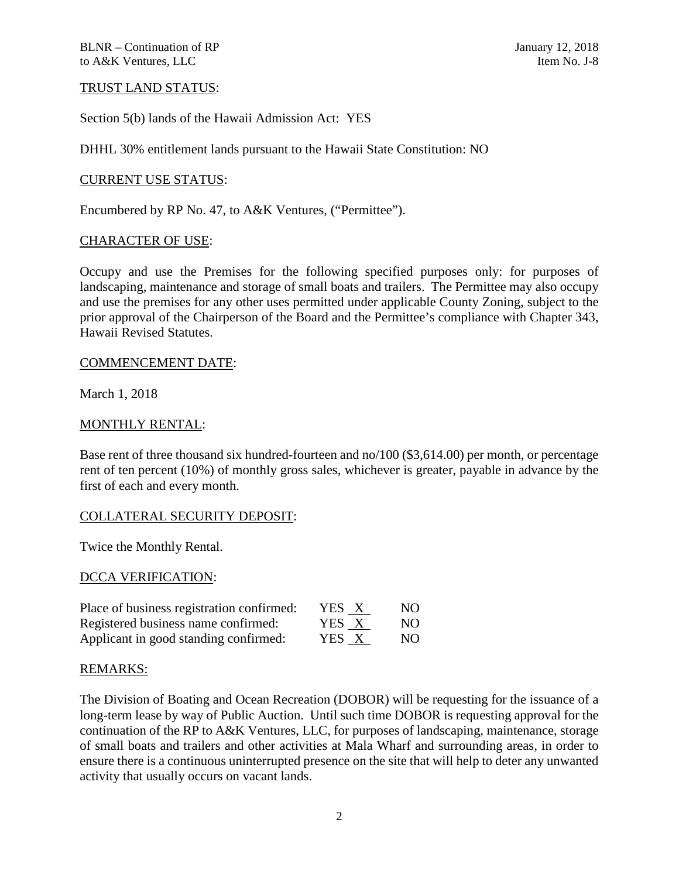## TRUST LAND STATUS:

Section 5(b) lands of the Hawaii Admission Act: YES

DHHL 30% entitlement lands pursuant to the Hawaii State Constitution: NO

## CURRENT USE STATUS:

Encumbered by RP No. 47, to A&K Ventures, ("Permittee").

## CHARACTER OF USE:

Occupy and use the Premises for the following specified purposes only: for purposes of landscaping, maintenance and storage of small boats and trailers. The Permittee may also occupy and use the premises for any other uses permitted under applicable County Zoning, subject to the prior approval of the Chairperson of the Board and the Permittee's compliance with Chapter 343, Hawaii Revised Statutes.

## COMMENCEMENT DATE:

March 1, 2018

## MONTHLY RENTAL:

Base rent of three thousand six hundred-fourteen and no/100 ($3,614.00) per month, or percentage rent of ten percent (10%) of monthly gross sales, whichever is greater, payable in advance by the first of each and every month.

## COLLATERAL SECURITY DEPOSIT:

Twice the Monthly Rental.

## DCCA VERIFICATION:

| | | |
|---|---|---|
| Place of business registration confirmed: | YES \_X\_ | NO |
| Registered business name confirmed: | YES \_X\_ | NO |
| Applicant in good standing confirmed: | YES \_X\_ | NO |

## REMARKS:

The Division of Boating and Ocean Recreation (DOBOR) will be requesting for the issuance of a long-term lease by way of Public Auction. Until such time DOBOR is requesting approval for the continuation of the RP to A&K Ventures, LLC, for purposes of landscaping, maintenance, storage of small boats and trailers and other activities at Mala Wharf and surrounding areas, in order to ensure there is a continuous uninterrupted presence on the site that will help to deter any unwanted activity that usually occurs on vacant lands.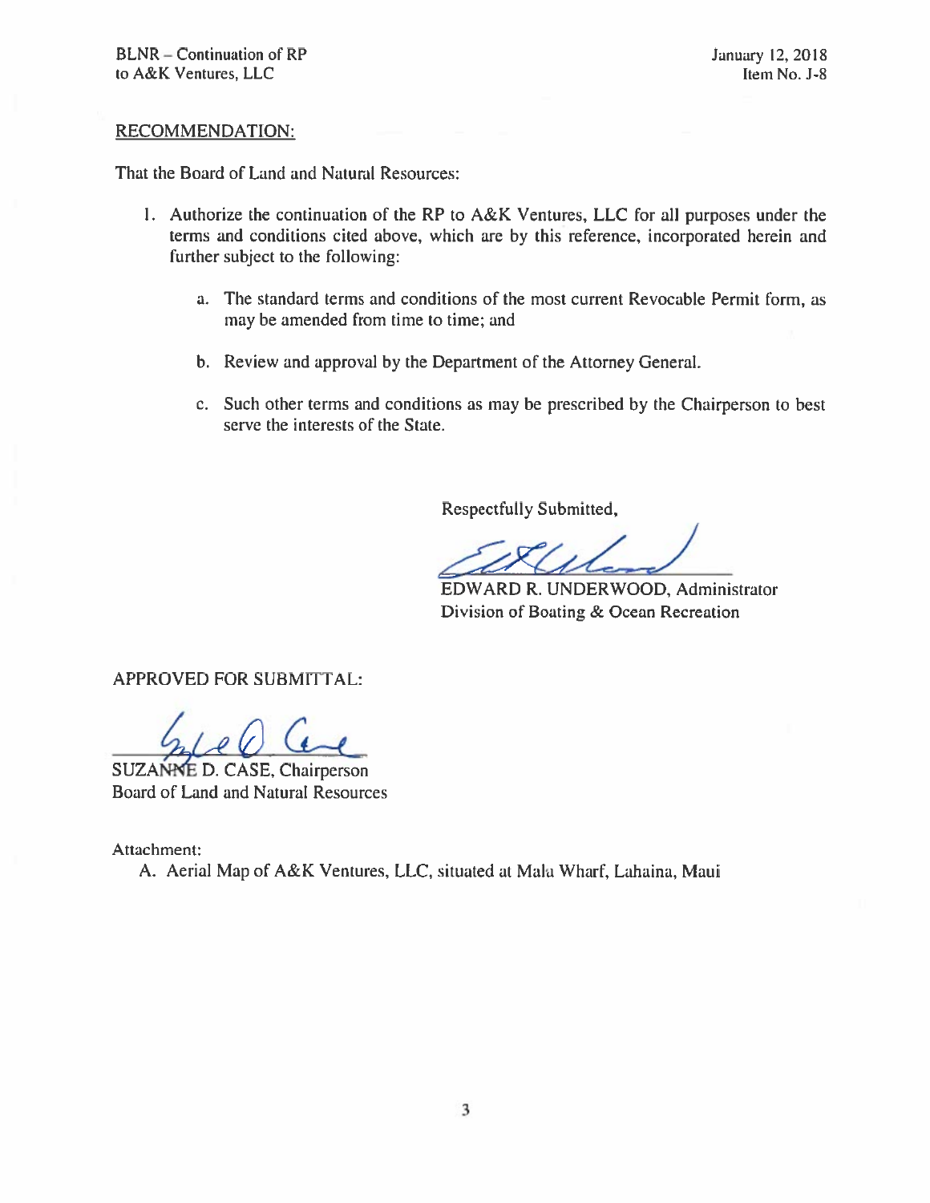RECOMMENDATION:

That the Board of Land and Natural Resources:

1. Authorize the continuation of the RP to A&K Ventures, LLC for all purposes under the terms and conditions cited above, which are by this reference, incorporated herein and further subject to the following:

    a. The standard terms and conditions of the most current Revocable Permit form, as may be amended from time to time; and

    b. Review and approval by the Department of the Attorney General.

    c. Such other terms and conditions as may be prescribed by the Chairperson to best serve the interests of the State.

Respectfully Submitted,

EDWARD R. UNDERWOOD, Administrator
Division of Boating & Ocean Recreation

APPROVED FOR SUBMITTAL:

SUZANNE D. CASE, Chairperson
Board of Land and Natural Resources

Attachment:
A. Aerial Map of A&K Ventures, LLC, situated at Mala Wharf, Lahaina, Maui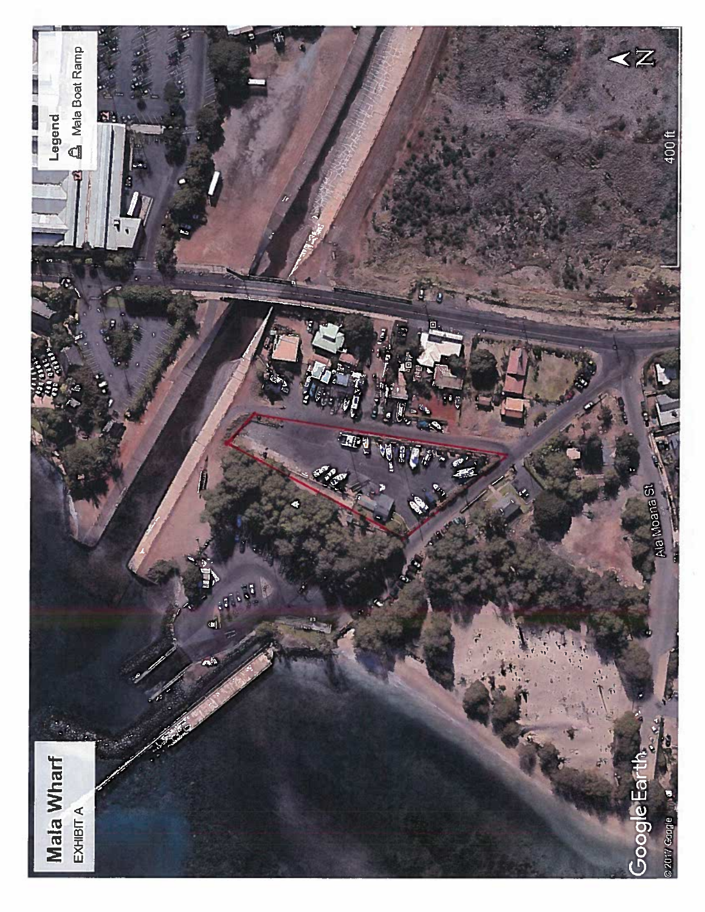# Mala Wharf

EXHIBIT A

Legend

Mala Boat Ramp

Ala Moana St

400 ft

N

Google Earth

© 2017 Google